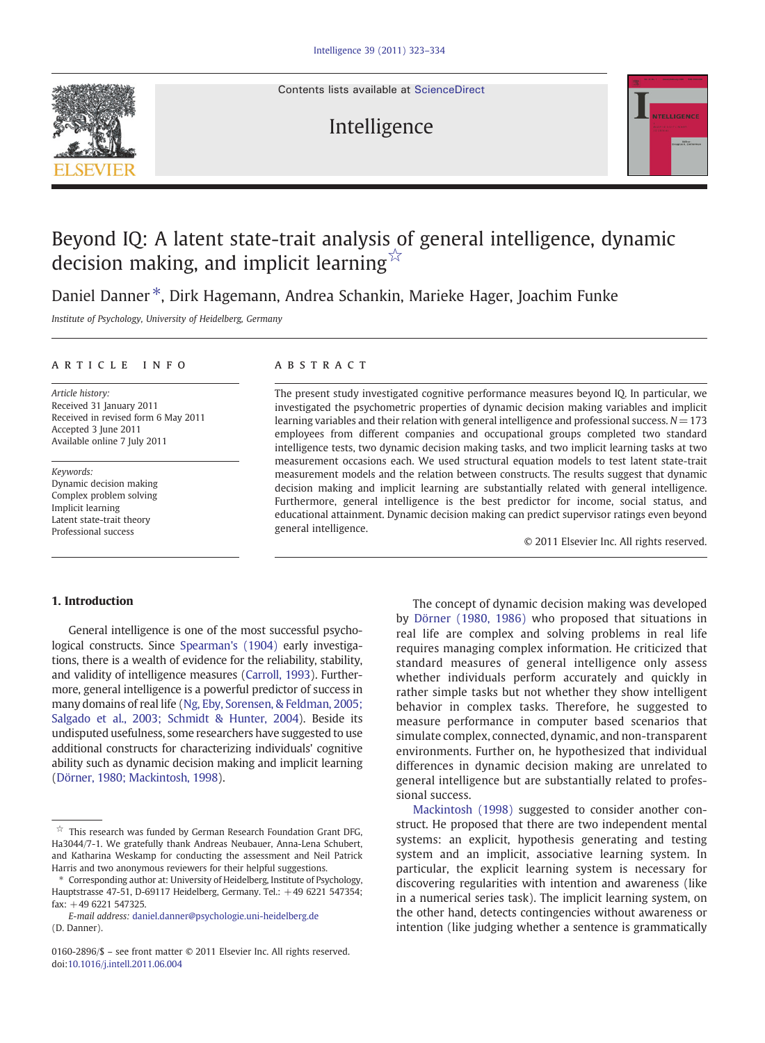# Beyond IQ: A latent state-trait analysis of general intelligence, dynamic decision making, and implicit learning ☆

Daniel Danner *, Dirk Hagemann, Andrea Schankin, Marieke Hager, Joachim Funke

*Institute of Psychology, University of Heidelberg, Germany*

## ARTICLE INFO

*Article history:*
Received 31 January 2011
Received in revised form 6 May 2011
Accepted 3 June 2011
Available online 7 July 2011

*Keywords:*
Dynamic decision making
Complex problem solving
Implicit learning
Latent state-trait theory
Professional success

## ABSTRACT

The present study investigated cognitive performance measures beyond IQ. In particular, we investigated the psychometric properties of dynamic decision making variables and implicit learning variables and their relation with general intelligence and professional success. $N = 173$ employees from different companies and occupational groups completed two standard intelligence tests, two dynamic decision making tasks, and two implicit learning tasks at two measurement occasions each. We used structural equation models to test latent state-trait measurement models and the relation between constructs. The results suggest that dynamic decision making and implicit learning are substantially related with general intelligence. Furthermore, general intelligence is the best predictor for income, social status, and educational attainment. Dynamic decision making can predict supervisor ratings even beyond general intelligence.

© 2011 Elsevier Inc. All rights reserved.

## 1. Introduction

General intelligence is one of the most successful psychological constructs. Since Spearman's (1904) early investigations, there is a wealth of evidence for the reliability, stability, and validity of intelligence measures (Carroll, 1993). Furthermore, general intelligence is a powerful predictor of success in many domains of real life (Ng, Eby, Sorensen, & Feldman, 2005; Salgado et al., 2003; Schmidt & Hunter, 2004). Beside its undisputed usefulness, some researchers have suggested to use additional constructs for characterizing individuals' cognitive ability such as dynamic decision making and implicit learning (Dörner, 1980; Mackintosh, 1998).

The concept of dynamic decision making was developed by Dörner (1980, 1986) who proposed that situations in real life are complex and solving problems in real life requires managing complex information. He criticized that standard measures of general intelligence only assess whether individuals perform accurately and quickly in rather simple tasks but not whether they show intelligent behavior in complex tasks. Therefore, he suggested to measure performance in computer based scenarios that simulate complex, connected, dynamic, and non-transparent environments. Further on, he hypothesized that individual differences in dynamic decision making are unrelated to general intelligence but are substantially related to professional success.

Mackintosh (1998) suggested to consider another construct. He proposed that there are two independent mental systems: an explicit, hypothesis generating and testing system and an implicit, associative learning system. In particular, the explicit learning system is necessary for discovering regularities with intention and awareness (like in a numerical series task). The implicit learning system, on the other hand, detects contingencies without awareness or intention (like judging whether a sentence is grammatically

---

☆ This research was funded by German Research Foundation Grant DFG, Ha3044/7-1. We gratefully thank Andreas Neubauer, Anna-Lena Schubert, and Katharina Weskamp for conducting the assessment and Neil Patrick Harris and two anonymous reviewers for their helpful suggestions.

* Corresponding author at: University of Heidelberg, Institute of Psychology, Hauptstrasse 47-51, D-69117 Heidelberg, Germany. Tel.: +49 6221 547354; fax: +49 6221 547325.

*E-mail address:* daniel.danner@psychologie.uni-heidelberg.de (D. Danner).

0160-2896/$ – see front matter © 2011 Elsevier Inc. All rights reserved.
doi:10.1016/j.intell.2011.06.004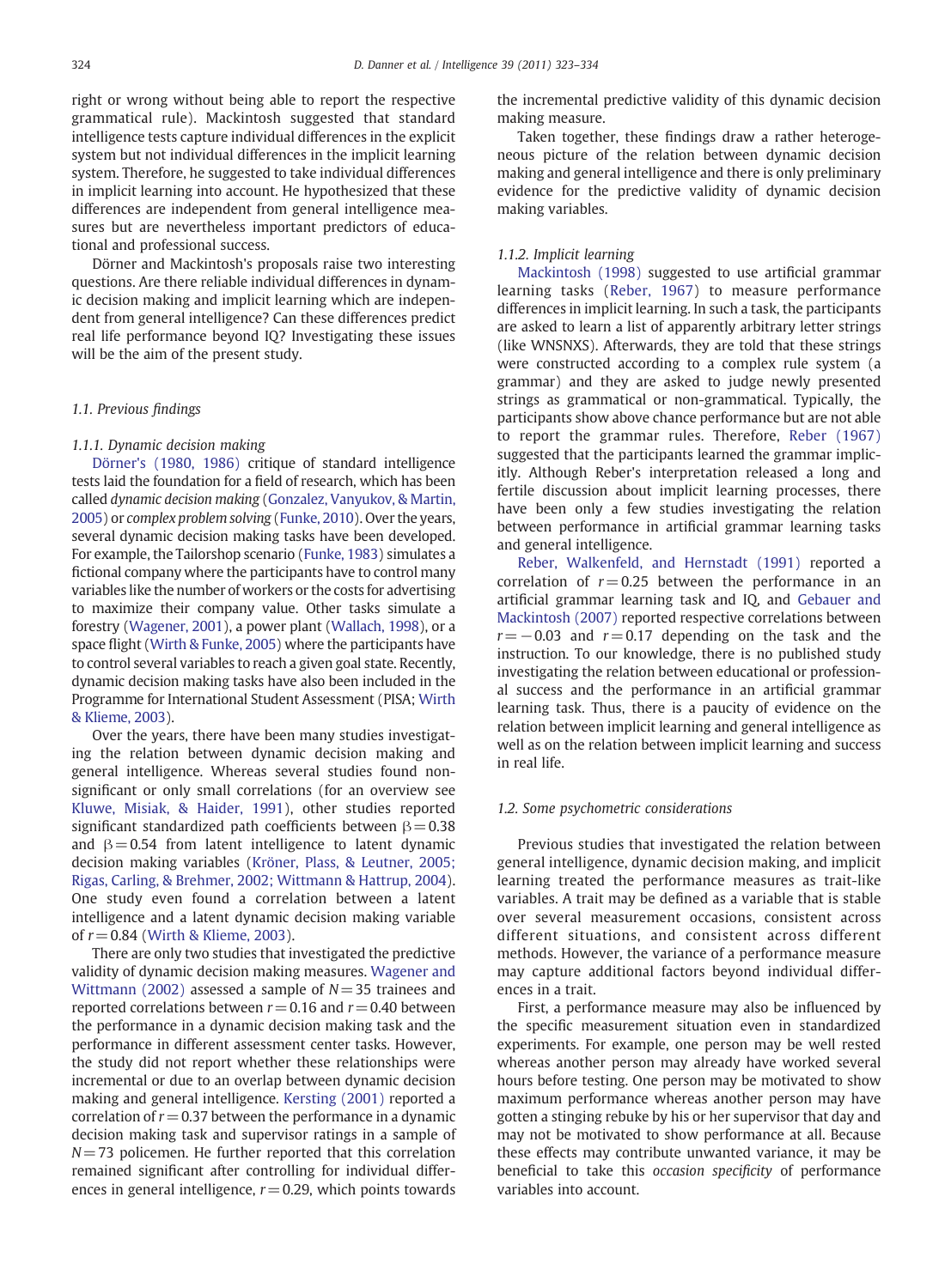right or wrong without being able to report the respective grammatical rule). Mackintosh suggested that standard intelligence tests capture individual differences in the explicit system but not individual differences in the implicit learning system. Therefore, he suggested to take individual differences in implicit learning into account. He hypothesized that these differences are independent from general intelligence measures but are nevertheless important predictors of educational and professional success.

Dörner and Mackintosh's proposals raise two interesting questions. Are there reliable individual differences in dynamic decision making and implicit learning which are independent from general intelligence? Can these differences predict real life performance beyond IQ? Investigating these issues will be the aim of the present study.

### 1.1. Previous findings

#### 1.1.1. Dynamic decision making

Dörner's (1980, 1986) critique of standard intelligence tests laid the foundation for a field of research, which has been called *dynamic decision making* (Gonzalez, Vanyukov, & Martin, 2005) or *complex problem solving* (Funke, 2010). Over the years, several dynamic decision making tasks have been developed. For example, the Tailorshop scenario (Funke, 1983) simulates a fictional company where the participants have to control many variables like the number of workers or the costs for advertising to maximize their company value. Other tasks simulate a forestry (Wagener, 2001), a power plant (Wallach, 1998), or a space flight (Wirth & Funke, 2005) where the participants have to control several variables to reach a given goal state. Recently, dynamic decision making tasks have also been included in the Programme for International Student Assessment (PISA; Wirth & Klieme, 2003).

Over the years, there have been many studies investigating the relation between dynamic decision making and general intelligence. Whereas several studies found non-significant or only small correlations (for an overview see Kluwe, Misiak, & Haider, 1991), other studies reported significant standardized path coefficients between $\beta = 0.38$ and $\beta = 0.54$ from latent intelligence to latent dynamic decision making variables (Kröner, Plass, & Leutner, 2005; Rigas, Carling, & Brehmer, 2002; Wittmann & Hattrup, 2004). One study even found a correlation between a latent intelligence and a latent dynamic decision making variable of $r = 0.84$ (Wirth & Klieme, 2003).

There are only two studies that investigated the predictive validity of dynamic decision making measures. Wagener and Wittmann (2002) assessed a sample of $N = 35$ trainees and reported correlations between $r = 0.16$ and $r = 0.40$ between the performance in a dynamic decision making task and the performance in different assessment center tasks. However, the study did not report whether these relationships were incremental or due to an overlap between dynamic decision making and general intelligence. Kersting (2001) reported a correlation of $r = 0.37$ between the performance in a dynamic decision making task and supervisor ratings in a sample of $N = 73$ policemen. He further reported that this correlation remained significant after controlling for individual differences in general intelligence, $r = 0.29$, which points towards the incremental predictive validity of this dynamic decision making measure.

Taken together, these findings draw a rather heterogeneous picture of the relation between dynamic decision making and general intelligence and there is only preliminary evidence for the predictive validity of dynamic decision making variables.

#### 1.1.2. Implicit learning

Mackintosh (1998) suggested to use artificial grammar learning tasks (Reber, 1967) to measure performance differences in implicit learning. In such a task, the participants are asked to learn a list of apparently arbitrary letter strings (like WNSNXS). Afterwards, they are told that these strings were constructed according to a complex rule system (a grammar) and they are asked to judge newly presented strings as grammatical or non-grammatical. Typically, the participants show above chance performance but are not able to report the grammar rules. Therefore, Reber (1967) suggested that the participants learned the grammar implicitly. Although Reber's interpretation released a long and fertile discussion about implicit learning processes, there have been only a few studies investigating the relation between performance in artificial grammar learning tasks and general intelligence.

Reber, Walkenfeld, and Hernstadt (1991) reported a correlation of $r = 0.25$ between the performance in an artificial grammar learning task and IQ, and Gebauer and Mackintosh (2007) reported respective correlations between $r = -0.03$ and $r = 0.17$ depending on the task and the instruction. To our knowledge, there is no published study investigating the relation between educational or professional success and the performance in an artificial grammar learning task. Thus, there is a paucity of evidence on the relation between implicit learning and general intelligence as well as on the relation between implicit learning and success in real life.

### 1.2. Some psychometric considerations

Previous studies that investigated the relation between general intelligence, dynamic decision making, and implicit learning treated the performance measures as trait-like variables. A trait may be defined as a variable that is stable over several measurement occasions, consistent across different situations, and consistent across different methods. However, the variance of a performance measure may capture additional factors beyond individual differences in a trait.

First, a performance measure may also be influenced by the specific measurement situation even in standardized experiments. For example, one person may be well rested whereas another person may already have worked several hours before testing. One person may be motivated to show maximum performance whereas another person may have gotten a stinging rebuke by his or her supervisor that day and may not be motivated to show performance at all. Because these effects may contribute unwanted variance, it may be beneficial to take this *occasion specificity* of performance variables into account.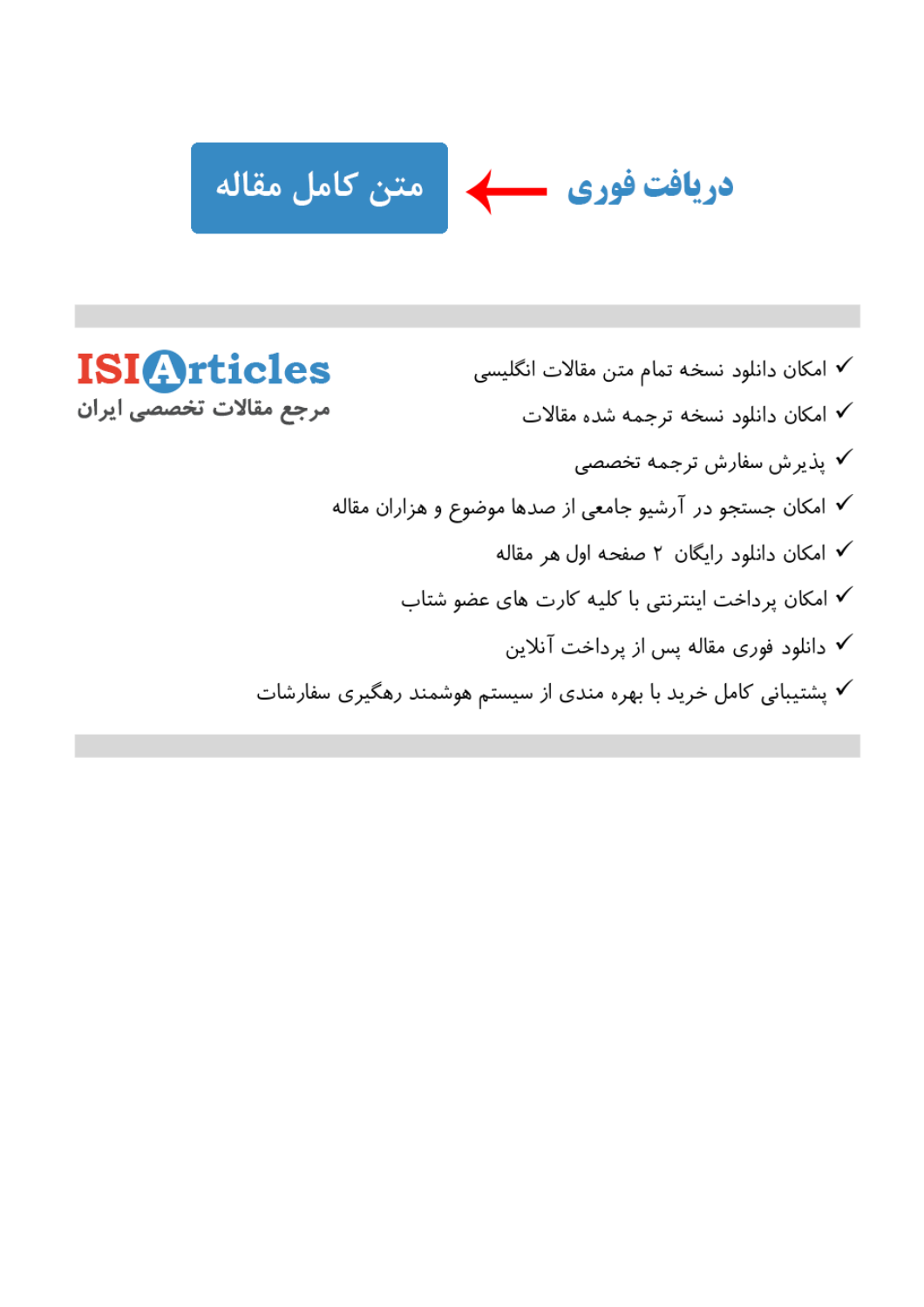دریافت فوری ← متن کامل مقاله

**ISIArticles**
مرجع مقالات تخصصی ایران

- ✓ امکان دانلود نسخه تمام متن مقالات انگلیسی
- ✓ امکان دانلود نسخه ترجمه شده مقالات
- ✓ پذیرش سفارش ترجمه تخصصی
- ✓ امکان جستجو در آرشیو جامعی از صدها موضوع و هزاران مقاله
- ✓ امکان دانلود رایگان ۲ صفحه اول هر مقاله
- ✓ امکان پرداخت اینترنتی با کلیه کارت های عضو شتاب
- ✓ دانلود فوری مقاله پس از پرداخت آنلاین
- ✓ پشتیبانی کامل خرید با بهره مندی از سیستم هوشمند رهگیری سفارشات